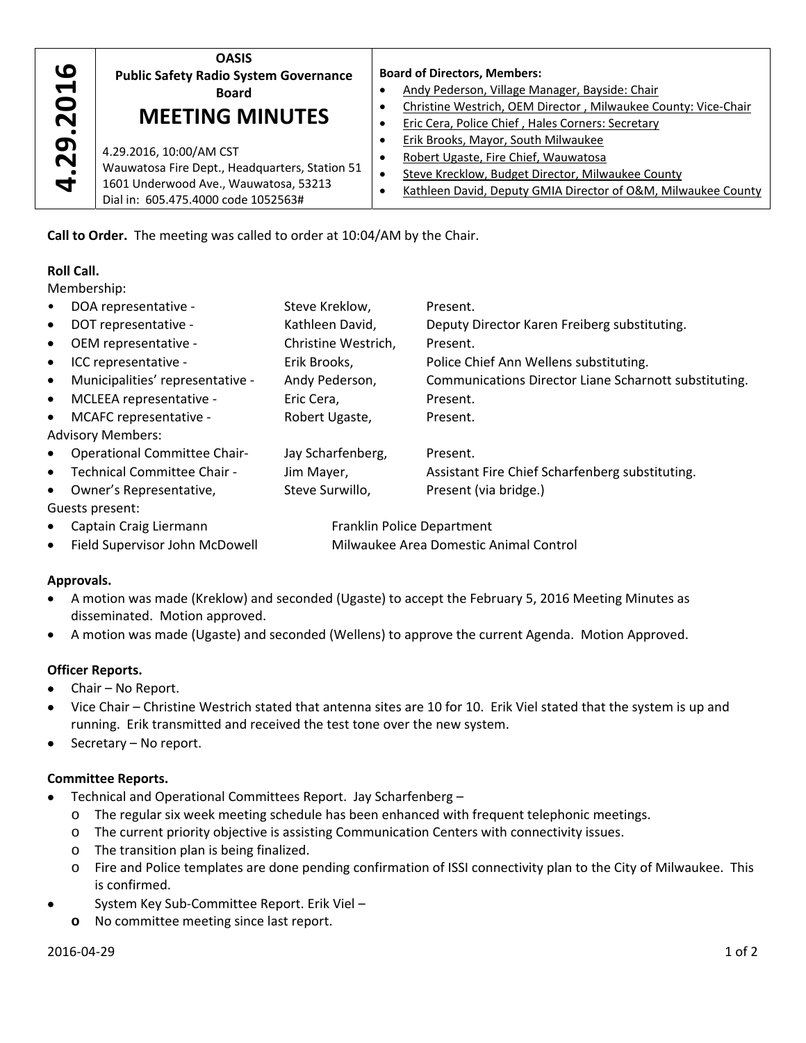**4.29.2016**

**OASIS**
**Public Safety Radio System Governance Board**

# MEETING MINUTES

4.29.2016, 10:00/AM CST
Wauwatosa Fire Dept., Headquarters, Station 51
1601 Underwood Ave., Wauwatosa, 53213
Dial in: 605.475.4000 code 1052563#

**Board of Directors, Members:**

- Andy Pederson, Village Manager, Bayside: Chair
- Christine Westrich, OEM Director , Milwaukee County: Vice-Chair
- Eric Cera, Police Chief , Hales Corners: Secretary
- Erik Brooks, Mayor, South Milwaukee
- Robert Ugaste, Fire Chief, Wauwatosa
- Steve Krecklow, Budget Director, Milwaukee County
- Kathleen David, Deputy GMIA Director of O&M, Milwaukee County

**Call to Order.** The meeting was called to order at 10:04/AM by the Chair.

**Roll Call.**

Membership:

- DOA representative - Steve Kreklow, Present.
- DOT representative - Kathleen David, Deputy Director Karen Freiberg substituting.
- OEM representative - Christine Westrich, Present.
- ICC representative - Erik Brooks, Police Chief Ann Wellens substituting.
- Municipalities' representative - Andy Pederson, Communications Director Liane Scharnott substituting.
- MCLEEA representative - Eric Cera, Present.
- MCAFC representative - Robert Ugaste, Present.

Advisory Members:

- Operational Committee Chair- Jay Scharfenberg, Present.
- Technical Committee Chair - Jim Mayer, Assistant Fire Chief Scharfenberg substituting.
- Owner's Representative, Steve Surwillo, Present (via bridge.)

Guests present:

- Captain Craig Liermann — Franklin Police Department
- Field Supervisor John McDowell — Milwaukee Area Domestic Animal Control

**Approvals.**

- A motion was made (Kreklow) and seconded (Ugaste) to accept the February 5, 2016 Meeting Minutes as disseminated. Motion approved.
- A motion was made (Ugaste) and seconded (Wellens) to approve the current Agenda. Motion Approved.

**Officer Reports.**

- Chair – No Report.
- Vice Chair – Christine Westrich stated that antenna sites are 10 for 10. Erik Viel stated that the system is up and running. Erik transmitted and received the test tone over the new system.
- Secretary – No report.

**Committee Reports.**

- Technical and Operational Committees Report. Jay Scharfenberg –
  - The regular six week meeting schedule has been enhanced with frequent telephonic meetings.
  - The current priority objective is assisting Communication Centers with connectivity issues.
  - The transition plan is being finalized.
  - Fire and Police templates are done pending confirmation of ISSI connectivity plan to the City of Milwaukee. This is confirmed.
- System Key Sub-Committee Report. Erik Viel –
  - No committee meeting since last report.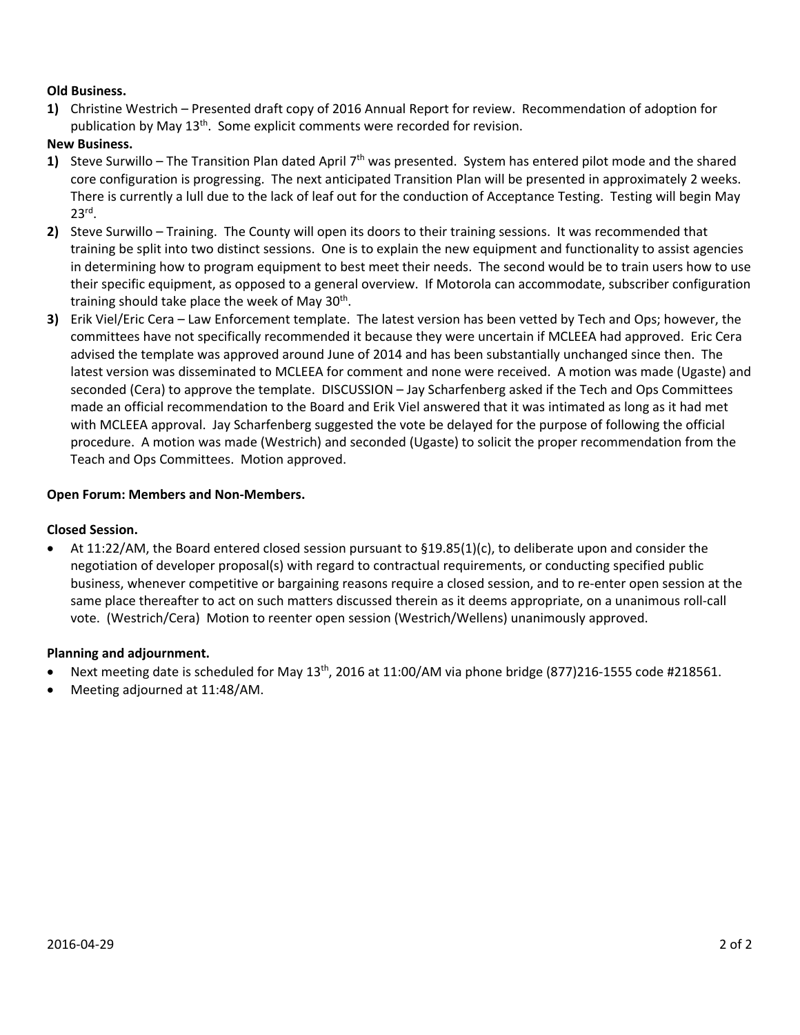**Old Business.**

1) Christine Westrich – Presented draft copy of 2016 Annual Report for review. Recommendation of adoption for publication by May 13th. Some explicit comments were recorded for revision.

**New Business.**

1) Steve Surwillo – The Transition Plan dated April 7th was presented. System has entered pilot mode and the shared core configuration is progressing. The next anticipated Transition Plan will be presented in approximately 2 weeks. There is currently a lull due to the lack of leaf out for the conduction of Acceptance Testing. Testing will begin May 23rd.
2) Steve Surwillo – Training. The County will open its doors to their training sessions. It was recommended that training be split into two distinct sessions. One is to explain the new equipment and functionality to assist agencies in determining how to program equipment to best meet their needs. The second would be to train users how to use their specific equipment, as opposed to a general overview. If Motorola can accommodate, subscriber configuration training should take place the week of May 30th.
3) Erik Viel/Eric Cera – Law Enforcement template. The latest version has been vetted by Tech and Ops; however, the committees have not specifically recommended it because they were uncertain if MCLEEA had approved. Eric Cera advised the template was approved around June of 2014 and has been substantially unchanged since then. The latest version was disseminated to MCLEEA for comment and none were received. A motion was made (Ugaste) and seconded (Cera) to approve the template. DISCUSSION – Jay Scharfenberg asked if the Tech and Ops Committees made an official recommendation to the Board and Erik Viel answered that it was intimated as long as it had met with MCLEEA approval. Jay Scharfenberg suggested the vote be delayed for the purpose of following the official procedure. A motion was made (Westrich) and seconded (Ugaste) to solicit the proper recommendation from the Teach and Ops Committees. Motion approved.

**Open Forum: Members and Non-Members.**

**Closed Session.**

- At 11:22/AM, the Board entered closed session pursuant to §19.85(1)(c), to deliberate upon and consider the negotiation of developer proposal(s) with regard to contractual requirements, or conducting specified public business, whenever competitive or bargaining reasons require a closed session, and to re-enter open session at the same place thereafter to act on such matters discussed therein as it deems appropriate, on a unanimous roll-call vote. (Westrich/Cera) Motion to reenter open session (Westrich/Wellens) unanimously approved.

**Planning and adjournment.**

- Next meeting date is scheduled for May 13th, 2016 at 11:00/AM via phone bridge (877)216-1555 code #218561.
- Meeting adjourned at 11:48/AM.